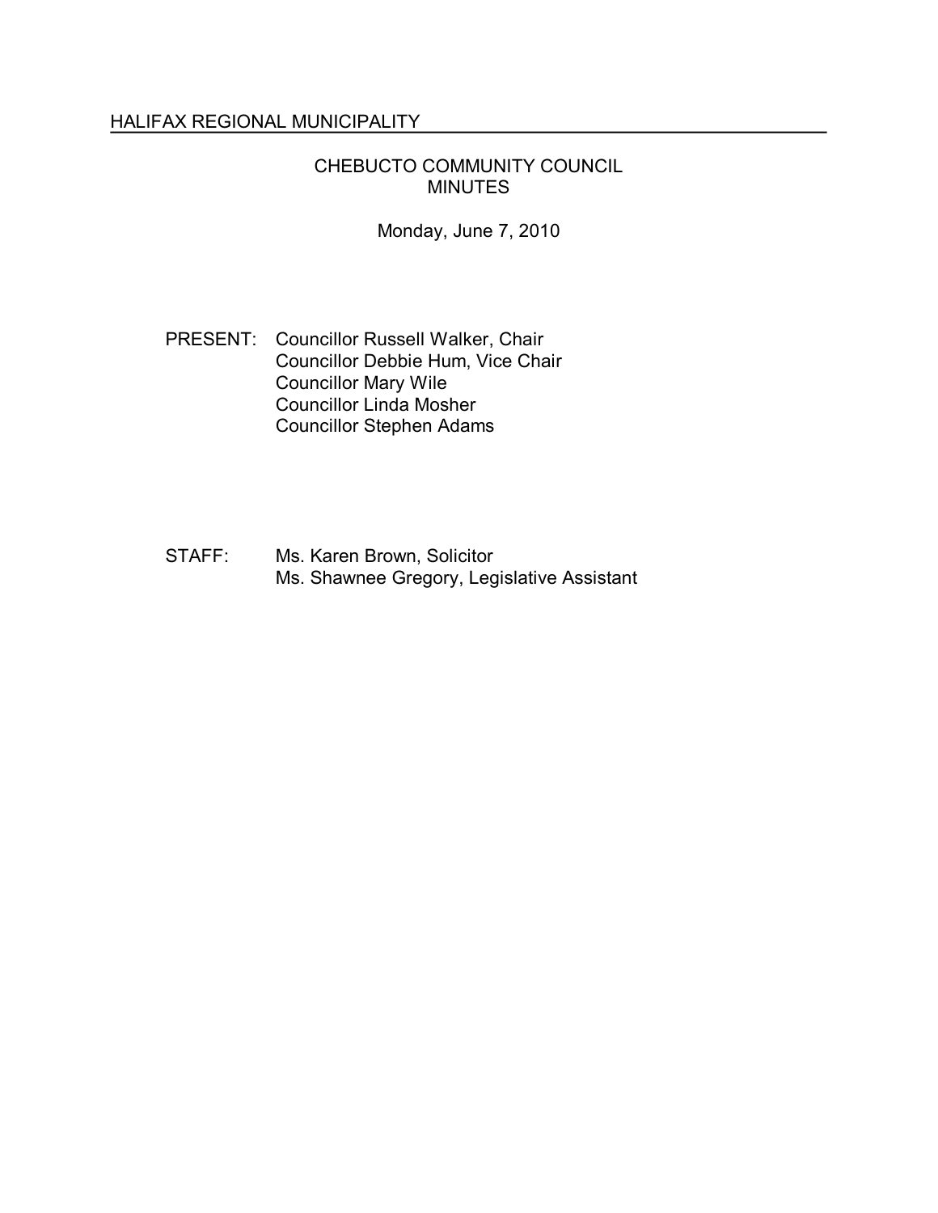HALIFAX REGIONAL MUNICIPALITY

# CHEBUCTO COMMUNITY COUNCIL
# MINUTES

Monday, June 7, 2010

PRESENT: Councillor Russell Walker, Chair
Councillor Debbie Hum, Vice Chair
Councillor Mary Wile
Councillor Linda Mosher
Councillor Stephen Adams

STAFF: Ms. Karen Brown, Solicitor
Ms. Shawnee Gregory, Legislative Assistant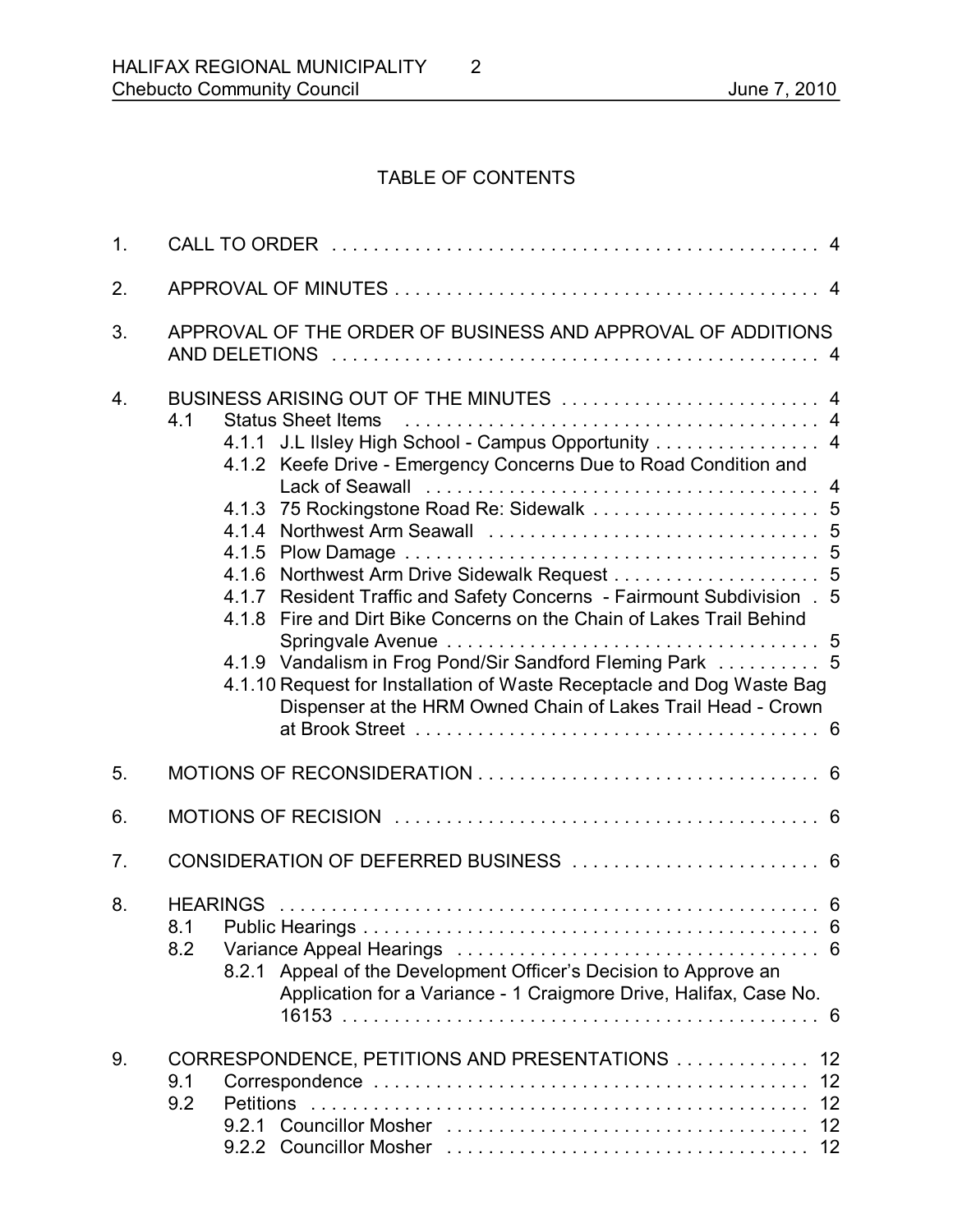TABLE OF CONTENTS

1. CALL TO ORDER . . . . . . . . . . . . . . . . . . . . . . . . . . . . . . . . . . . . . . . . . . . . . . 4
2. APPROVAL OF MINUTES . . . . . . . . . . . . . . . . . . . . . . . . . . . . . . . . . . . . . . . . . 4
3. APPROVAL OF THE ORDER OF BUSINESS AND APPROVAL OF ADDITIONS AND DELETIONS . . . . . . . . . . . . . . . . . . . . . . . . . . . . . . . . . . . . . . . . . . . . . . 4
4. BUSINESS ARISING OUT OF THE MINUTES . . . . . . . . . . . . . . . . . . . . . . . . . 4
   - 4.1 Status Sheet Items . . . . . . . . . . . . . . . . . . . . . . . . . . . . . . . . . . . . . . . . 4
     - 4.1.1 J.L Ilsley High School - Campus Opportunity . . . . . . . . . . . . . . . 4
     - 4.1.2 Keefe Drive - Emergency Concerns Due to Road Condition and Lack of Seawall . . . . . . . . . . . . . . . . . . . . . . . . . . . . . . . . . . . . . . 4
     - 4.1.3 75 Rockingstone Road Re: Sidewalk . . . . . . . . . . . . . . . . . . . . . . 5
     - 4.1.4 Northwest Arm Seawall . . . . . . . . . . . . . . . . . . . . . . . . . . . . . . . 5
     - 4.1.5 Plow Damage . . . . . . . . . . . . . . . . . . . . . . . . . . . . . . . . . . . . . . . 5
     - 4.1.6 Northwest Arm Drive Sidewalk Request . . . . . . . . . . . . . . . . . . . 5
     - 4.1.7 Resident Traffic and Safety Concerns - Fairmount Subdivision . 5
     - 4.1.8 Fire and Dirt Bike Concerns on the Chain of Lakes Trail Behind Springvale Avenue . . . . . . . . . . . . . . . . . . . . . . . . . . . . . . . . . . . 5
     - 4.1.9 Vandalism in Frog Pond/Sir Sandford Fleming Park . . . . . . . . . . 5
     - 4.1.10 Request for Installation of Waste Receptacle and Dog Waste Bag Dispenser at the HRM Owned Chain of Lakes Trail Head - Crown at Brook Street . . . . . . . . . . . . . . . . . . . . . . . . . . . . . . . . . . . . . . 6
5. MOTIONS OF RECONSIDERATION . . . . . . . . . . . . . . . . . . . . . . . . . . . . . . . . 6
6. MOTIONS OF RECISION . . . . . . . . . . . . . . . . . . . . . . . . . . . . . . . . . . . . . . . . . 6
7. CONSIDERATION OF DEFERRED BUSINESS . . . . . . . . . . . . . . . . . . . . . . . . 6
8. HEARINGS . . . . . . . . . . . . . . . . . . . . . . . . . . . . . . . . . . . . . . . . . . . . . . . . . . . 6
   - 8.1 Public Hearings . . . . . . . . . . . . . . . . . . . . . . . . . . . . . . . . . . . . . . . . . . . . 6
   - 8.2 Variance Appeal Hearings . . . . . . . . . . . . . . . . . . . . . . . . . . . . . . . . . . . 6
     - 8.2.1 Appeal of the Development Officer's Decision to Approve an Application for a Variance - 1 Craigmore Drive, Halifax, Case No. 16153 . . . . . . . . . . . . . . . . . . . . . . . . . . . . . . . . . . . . . . . . . . . . . 6
9. CORRESPONDENCE, PETITIONS AND PRESENTATIONS . . . . . . . . . . . . . 12
   - 9.1 Correspondence . . . . . . . . . . . . . . . . . . . . . . . . . . . . . . . . . . . . . . . . . . 12
   - 9.2 Petitions . . . . . . . . . . . . . . . . . . . . . . . . . . . . . . . . . . . . . . . . . . . . . . . . 12
     - 9.2.1 Councillor Mosher . . . . . . . . . . . . . . . . . . . . . . . . . . . . . . . . . . . 12
     - 9.2.2 Councillor Mosher . . . . . . . . . . . . . . . . . . . . . . . . . . . . . . . . . . . 12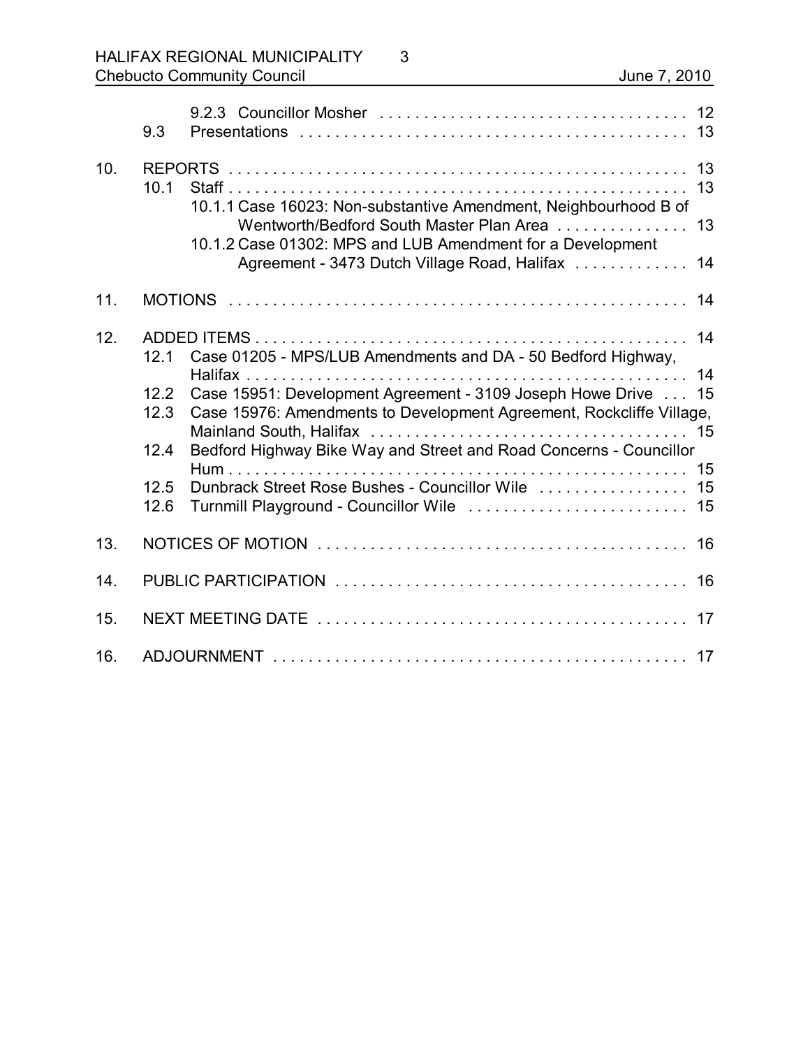9.2.3 Councillor Mosher . . . . . . . . . . . . . . . . . . . . . . . . . . . . . . . . . . . 12
9.3 Presentations . . . . . . . . . . . . . . . . . . . . . . . . . . . . . . . . . . . . . . . . . . . 13

10. REPORTS . . . . . . . . . . . . . . . . . . . . . . . . . . . . . . . . . . . . . . . . . . . . . . . . . . . 13
10.1 Staff . . . . . . . . . . . . . . . . . . . . . . . . . . . . . . . . . . . . . . . . . . . . . . . . . . . 13
10.1.1 Case 16023: Non-substantive Amendment, Neighbourhood B of Wentworth/Bedford South Master Plan Area . . . . . . . . . . . . . . . 13
10.1.2 Case 01302: MPS and LUB Amendment for a Development Agreement - 3473 Dutch Village Road, Halifax . . . . . . . . . . . . . 14

11. MOTIONS . . . . . . . . . . . . . . . . . . . . . . . . . . . . . . . . . . . . . . . . . . . . . . . . . . . 14

12. ADDED ITEMS . . . . . . . . . . . . . . . . . . . . . . . . . . . . . . . . . . . . . . . . . . . . . . . . 14
12.1 Case 01205 - MPS/LUB Amendments and DA - 50 Bedford Highway, Halifax . . . . . . . . . . . . . . . . . . . . . . . . . . . . . . . . . . . . . . . . . . . . . . . . . 14
12.2 Case 15951: Development Agreement - 3109 Joseph Howe Drive . . . 15
12.3 Case 15976: Amendments to Development Agreement, Rockcliffe Village, Mainland South, Halifax . . . . . . . . . . . . . . . . . . . . . . . . . . . . . . . . . . . 15
12.4 Bedford Highway Bike Way and Street and Road Concerns - Councillor Hum . . . . . . . . . . . . . . . . . . . . . . . . . . . . . . . . . . . . . . . . . . . . . . . . . . . 15
12.5 Dunbrack Street Rose Bushes - Councillor Wile . . . . . . . . . . . . . . . . . 15
12.6 Turnmill Playground - Councillor Wile . . . . . . . . . . . . . . . . . . . . . . . . . 15

13. NOTICES OF MOTION . . . . . . . . . . . . . . . . . . . . . . . . . . . . . . . . . . . . . . . . . . . 16

14. PUBLIC PARTICIPATION . . . . . . . . . . . . . . . . . . . . . . . . . . . . . . . . . . . . . . . . 16

15. NEXT MEETING DATE . . . . . . . . . . . . . . . . . . . . . . . . . . . . . . . . . . . . . . . . . . 17

16. ADJOURNMENT . . . . . . . . . . . . . . . . . . . . . . . . . . . . . . . . . . . . . . . . . . . . . . . 17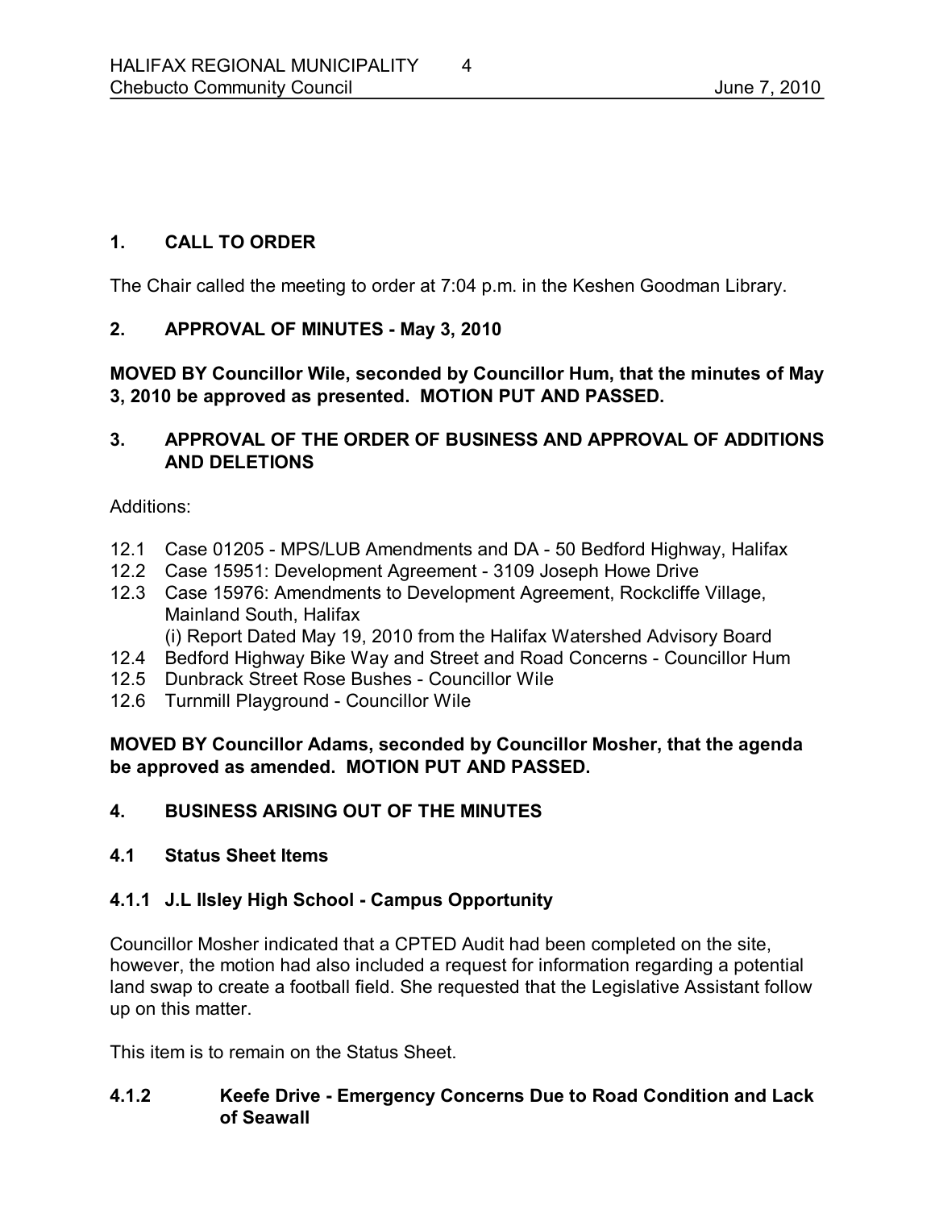## 1. CALL TO ORDER

The Chair called the meeting to order at 7:04 p.m. in the Keshen Goodman Library.

## 2. APPROVAL OF MINUTES - May 3, 2010

**MOVED BY Councillor Wile, seconded by Councillor Hum, that the minutes of May 3, 2010 be approved as presented. MOTION PUT AND PASSED.**

## 3. APPROVAL OF THE ORDER OF BUSINESS AND APPROVAL OF ADDITIONS AND DELETIONS

Additions:

- 12.1 Case 01205 - MPS/LUB Amendments and DA - 50 Bedford Highway, Halifax
- 12.2 Case 15951: Development Agreement - 3109 Joseph Howe Drive
- 12.3 Case 15976: Amendments to Development Agreement, Rockcliffe Village, Mainland South, Halifax
  - (i) Report Dated May 19, 2010 from the Halifax Watershed Advisory Board
- 12.4 Bedford Highway Bike Way and Street and Road Concerns - Councillor Hum
- 12.5 Dunbrack Street Rose Bushes - Councillor Wile
- 12.6 Turnmill Playground - Councillor Wile

**MOVED BY Councillor Adams, seconded by Councillor Mosher, that the agenda be approved as amended. MOTION PUT AND PASSED.**

## 4. BUSINESS ARISING OUT OF THE MINUTES

### 4.1 Status Sheet Items

#### 4.1.1 J.L Ilsley High School - Campus Opportunity

Councillor Mosher indicated that a CPTED Audit had been completed on the site, however, the motion had also included a request for information regarding a potential land swap to create a football field. She requested that the Legislative Assistant follow up on this matter.

This item is to remain on the Status Sheet.

#### 4.1.2 Keefe Drive - Emergency Concerns Due to Road Condition and Lack of Seawall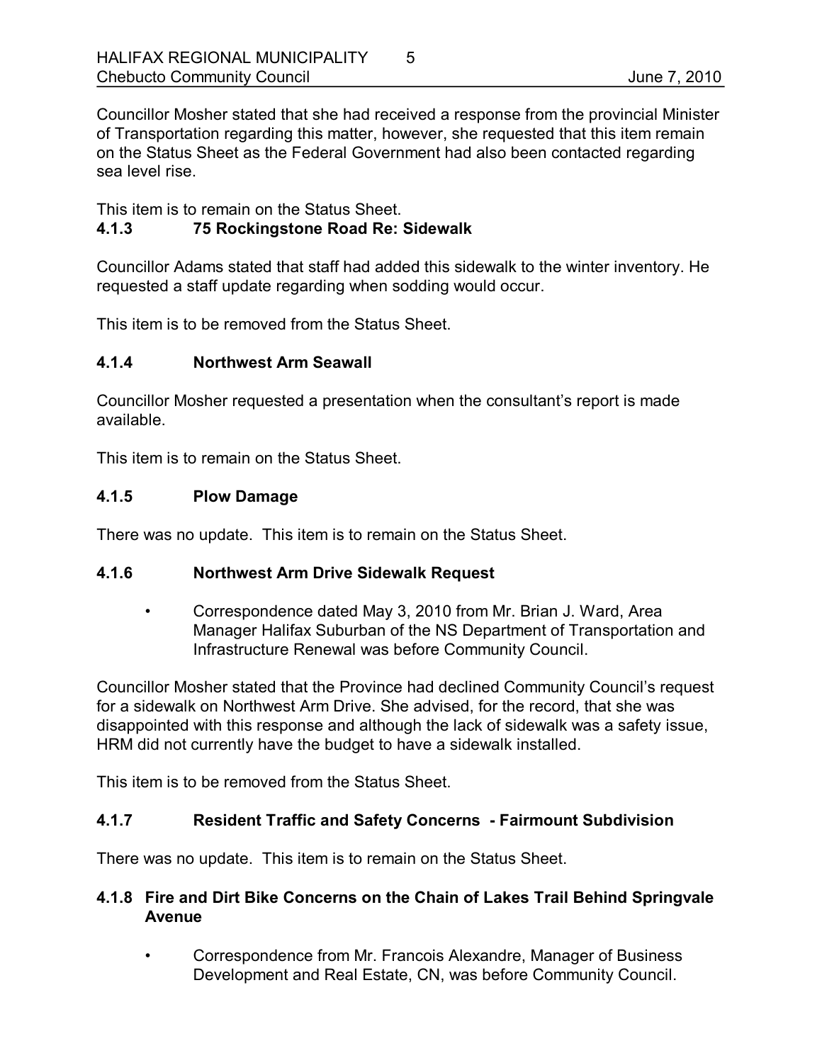Councillor Mosher stated that she had received a response from the provincial Minister of Transportation regarding this matter, however, she requested that this item remain on the Status Sheet as the Federal Government had also been contacted regarding sea level rise.

This item is to remain on the Status Sheet.

### 4.1.3 75 Rockingstone Road Re: Sidewalk

Councillor Adams stated that staff had added this sidewalk to the winter inventory. He requested a staff update regarding when sodding would occur.

This item is to be removed from the Status Sheet.

### 4.1.4 Northwest Arm Seawall

Councillor Mosher requested a presentation when the consultant's report is made available.

This item is to remain on the Status Sheet.

### 4.1.5 Plow Damage

There was no update. This item is to remain on the Status Sheet.

### 4.1.6 Northwest Arm Drive Sidewalk Request

- Correspondence dated May 3, 2010 from Mr. Brian J. Ward, Area Manager Halifax Suburban of the NS Department of Transportation and Infrastructure Renewal was before Community Council.

Councillor Mosher stated that the Province had declined Community Council's request for a sidewalk on Northwest Arm Drive. She advised, for the record, that she was disappointed with this response and although the lack of sidewalk was a safety issue, HRM did not currently have the budget to have a sidewalk installed.

This item is to be removed from the Status Sheet.

### 4.1.7 Resident Traffic and Safety Concerns - Fairmount Subdivision

There was no update. This item is to remain on the Status Sheet.

### 4.1.8 Fire and Dirt Bike Concerns on the Chain of Lakes Trail Behind Springvale Avenue

- Correspondence from Mr. Francois Alexandre, Manager of Business Development and Real Estate, CN, was before Community Council.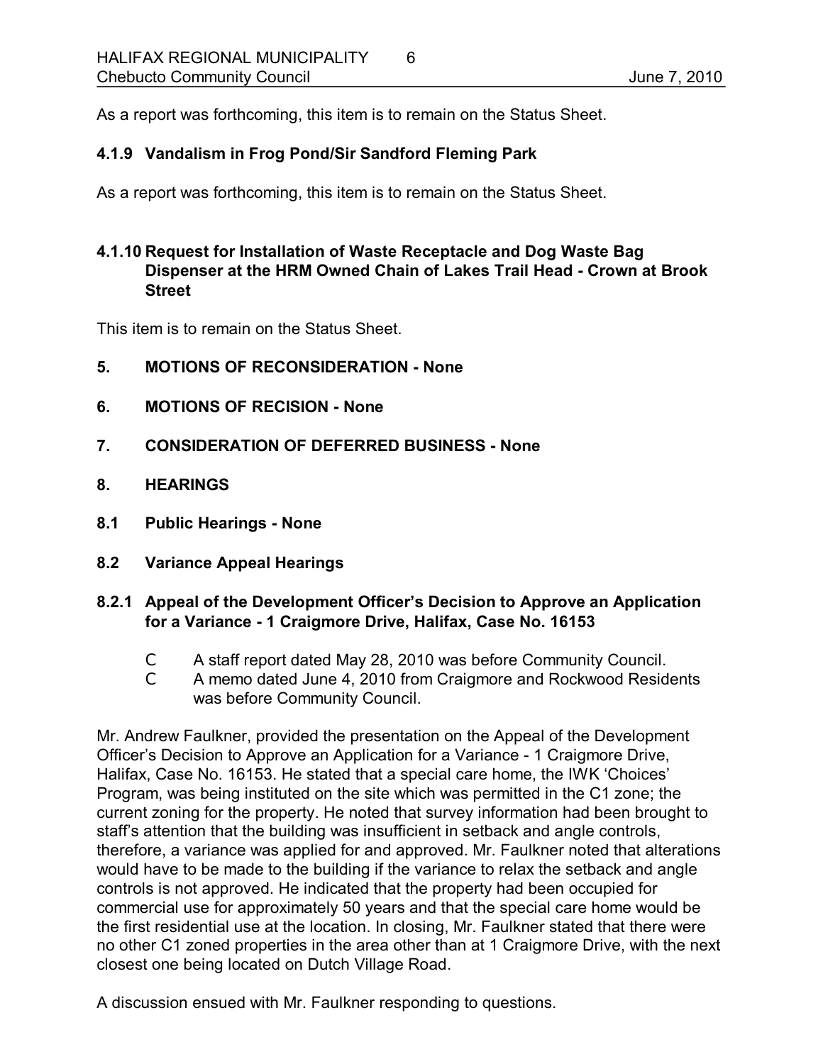As a report was forthcoming, this item is to remain on the Status Sheet.

### 4.1.9 Vandalism in Frog Pond/Sir Sandford Fleming Park

As a report was forthcoming, this item is to remain on the Status Sheet.

### 4.1.10 Request for Installation of Waste Receptacle and Dog Waste Bag Dispenser at the HRM Owned Chain of Lakes Trail Head - Crown at Brook Street

This item is to remain on the Status Sheet.

## 5. MOTIONS OF RECONSIDERATION - None

## 6. MOTIONS OF RECISION - None

## 7. CONSIDERATION OF DEFERRED BUSINESS - None

## 8. HEARINGS

### 8.1 Public Hearings - None

### 8.2 Variance Appeal Hearings

### 8.2.1 Appeal of the Development Officer's Decision to Approve an Application for a Variance - 1 Craigmore Drive, Halifax, Case No. 16153

- A staff report dated May 28, 2010 was before Community Council.
- A memo dated June 4, 2010 from Craigmore and Rockwood Residents was before Community Council.

Mr. Andrew Faulkner, provided the presentation on the Appeal of the Development Officer's Decision to Approve an Application for a Variance - 1 Craigmore Drive, Halifax, Case No. 16153. He stated that a special care home, the IWK 'Choices' Program, was being instituted on the site which was permitted in the C1 zone; the current zoning for the property. He noted that survey information had been brought to staff's attention that the building was insufficient in setback and angle controls, therefore, a variance was applied for and approved. Mr. Faulkner noted that alterations would have to be made to the building if the variance to relax the setback and angle controls is not approved. He indicated that the property had been occupied for commercial use for approximately 50 years and that the special care home would be the first residential use at the location. In closing, Mr. Faulkner stated that there were no other C1 zoned properties in the area other than at 1 Craigmore Drive, with the next closest one being located on Dutch Village Road.

A discussion ensued with Mr. Faulkner responding to questions.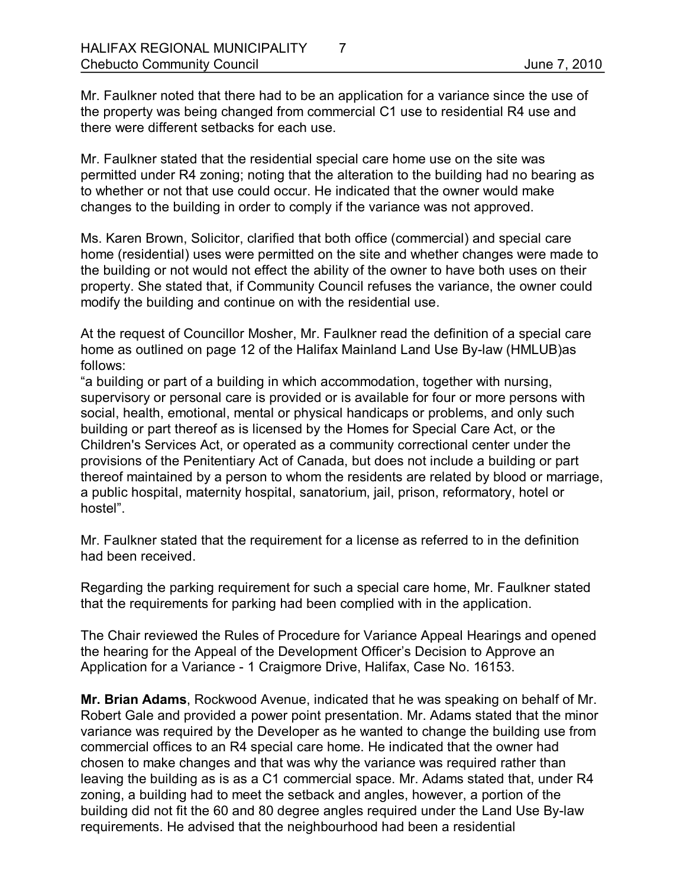Mr. Faulkner noted that there had to be an application for a variance since the use of the property was being changed from commercial C1 use to residential R4 use and there were different setbacks for each use.

Mr. Faulkner stated that the residential special care home use on the site was permitted under R4 zoning; noting that the alteration to the building had no bearing as to whether or not that use could occur. He indicated that the owner would make changes to the building in order to comply if the variance was not approved.

Ms. Karen Brown, Solicitor, clarified that both office (commercial) and special care home (residential) uses were permitted on the site and whether changes were made to the building or not would not effect the ability of the owner to have both uses on their property. She stated that, if Community Council refuses the variance, the owner could modify the building and continue on with the residential use.

At the request of Councillor Mosher, Mr. Faulkner read the definition of a special care home as outlined on page 12 of the Halifax Mainland Land Use By-law (HMLUB)as follows:
"a building or part of a building in which accommodation, together with nursing, supervisory or personal care is provided or is available for four or more persons with social, health, emotional, mental or physical handicaps or problems, and only such building or part thereof as is licensed by the Homes for Special Care Act, or the Children's Services Act, or operated as a community correctional center under the provisions of the Penitentiary Act of Canada, but does not include a building or part thereof maintained by a person to whom the residents are related by blood or marriage, a public hospital, maternity hospital, sanatorium, jail, prison, reformatory, hotel or hostel".

Mr. Faulkner stated that the requirement for a license as referred to in the definition had been received.

Regarding the parking requirement for such a special care home, Mr. Faulkner stated that the requirements for parking had been complied with in the application.

The Chair reviewed the Rules of Procedure for Variance Appeal Hearings and opened the hearing for the Appeal of the Development Officer's Decision to Approve an Application for a Variance - 1 Craigmore Drive, Halifax, Case No. 16153.

**Mr. Brian Adams**, Rockwood Avenue, indicated that he was speaking on behalf of Mr. Robert Gale and provided a power point presentation. Mr. Adams stated that the minor variance was required by the Developer as he wanted to change the building use from commercial offices to an R4 special care home. He indicated that the owner had chosen to make changes and that was why the variance was required rather than leaving the building as is as a C1 commercial space. Mr. Adams stated that, under R4 zoning, a building had to meet the setback and angles, however, a portion of the building did not fit the 60 and 80 degree angles required under the Land Use By-law requirements. He advised that the neighbourhood had been a residential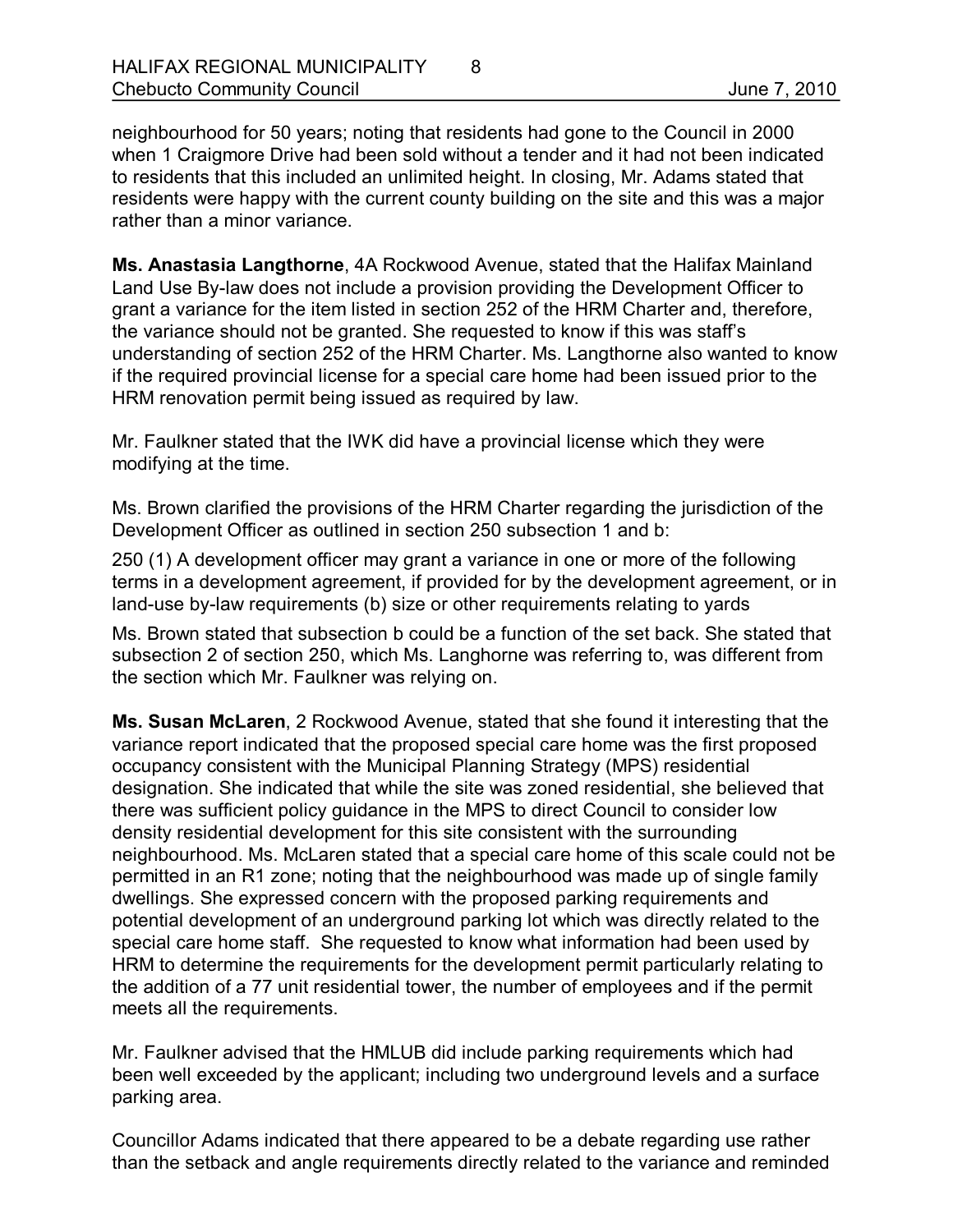neighbourhood for 50 years; noting that residents had gone to the Council in 2000 when 1 Craigmore Drive had been sold without a tender and it had not been indicated to residents that this included an unlimited height. In closing, Mr. Adams stated that residents were happy with the current county building on the site and this was a major rather than a minor variance.

**Ms. Anastasia Langthorne**, 4A Rockwood Avenue, stated that the Halifax Mainland Land Use By-law does not include a provision providing the Development Officer to grant a variance for the item listed in section 252 of the HRM Charter and, therefore, the variance should not be granted. She requested to know if this was staff's understanding of section 252 of the HRM Charter. Ms. Langthorne also wanted to know if the required provincial license for a special care home had been issued prior to the HRM renovation permit being issued as required by law.

Mr. Faulkner stated that the IWK did have a provincial license which they were modifying at the time.

Ms. Brown clarified the provisions of the HRM Charter regarding the jurisdiction of the Development Officer as outlined in section 250 subsection 1 and b:

250 (1) A development officer may grant a variance in one or more of the following terms in a development agreement, if provided for by the development agreement, or in land-use by-law requirements (b) size or other requirements relating to yards

Ms. Brown stated that subsection b could be a function of the set back. She stated that subsection 2 of section 250, which Ms. Langhorne was referring to, was different from the section which Mr. Faulkner was relying on.

**Ms. Susan McLaren**, 2 Rockwood Avenue, stated that she found it interesting that the variance report indicated that the proposed special care home was the first proposed occupancy consistent with the Municipal Planning Strategy (MPS) residential designation. She indicated that while the site was zoned residential, she believed that there was sufficient policy guidance in the MPS to direct Council to consider low density residential development for this site consistent with the surrounding neighbourhood. Ms. McLaren stated that a special care home of this scale could not be permitted in an R1 zone; noting that the neighbourhood was made up of single family dwellings. She expressed concern with the proposed parking requirements and potential development of an underground parking lot which was directly related to the special care home staff. She requested to know what information had been used by HRM to determine the requirements for the development permit particularly relating to the addition of a 77 unit residential tower, the number of employees and if the permit meets all the requirements.

Mr. Faulkner advised that the HMLUB did include parking requirements which had been well exceeded by the applicant; including two underground levels and a surface parking area.

Councillor Adams indicated that there appeared to be a debate regarding use rather than the setback and angle requirements directly related to the variance and reminded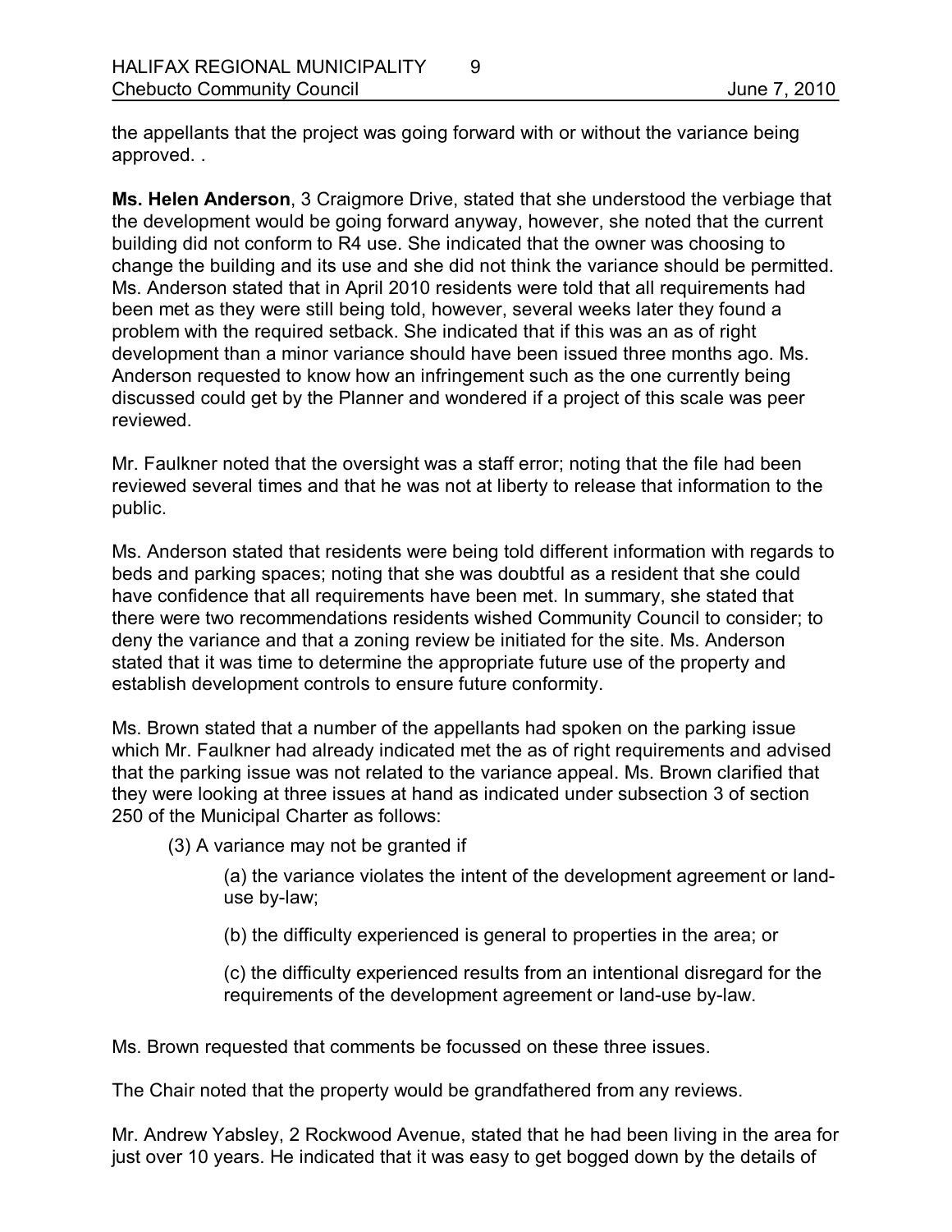the appellants that the project was going forward with or without the variance being approved. .

**Ms. Helen Anderson**, 3 Craigmore Drive, stated that she understood the verbiage that the development would be going forward anyway, however, she noted that the current building did not conform to R4 use. She indicated that the owner was choosing to change the building and its use and she did not think the variance should be permitted. Ms. Anderson stated that in April 2010 residents were told that all requirements had been met as they were still being told, however, several weeks later they found a problem with the required setback. She indicated that if this was an as of right development than a minor variance should have been issued three months ago. Ms. Anderson requested to know how an infringement such as the one currently being discussed could get by the Planner and wondered if a project of this scale was peer reviewed.

Mr. Faulkner noted that the oversight was a staff error; noting that the file had been reviewed several times and that he was not at liberty to release that information to the public.

Ms. Anderson stated that residents were being told different information with regards to beds and parking spaces; noting that she was doubtful as a resident that she could have confidence that all requirements have been met. In summary, she stated that there were two recommendations residents wished Community Council to consider; to deny the variance and that a zoning review be initiated for the site. Ms. Anderson stated that it was time to determine the appropriate future use of the property and establish development controls to ensure future conformity.

Ms. Brown stated that a number of the appellants had spoken on the parking issue which Mr. Faulkner had already indicated met the as of right requirements and advised that the parking issue was not related to the variance appeal. Ms. Brown clarified that they were looking at three issues at hand as indicated under subsection 3 of section 250 of the Municipal Charter as follows:

> (3) A variance may not be granted if
>
> > (a) the variance violates the intent of the development agreement or land-use by-law;
> >
> > (b) the difficulty experienced is general to properties in the area; or
> >
> > (c) the difficulty experienced results from an intentional disregard for the requirements of the development agreement or land-use by-law.

Ms. Brown requested that comments be focussed on these three issues.

The Chair noted that the property would be grandfathered from any reviews.

Mr. Andrew Yabsley, 2 Rockwood Avenue, stated that he had been living in the area for just over 10 years. He indicated that it was easy to get bogged down by the details of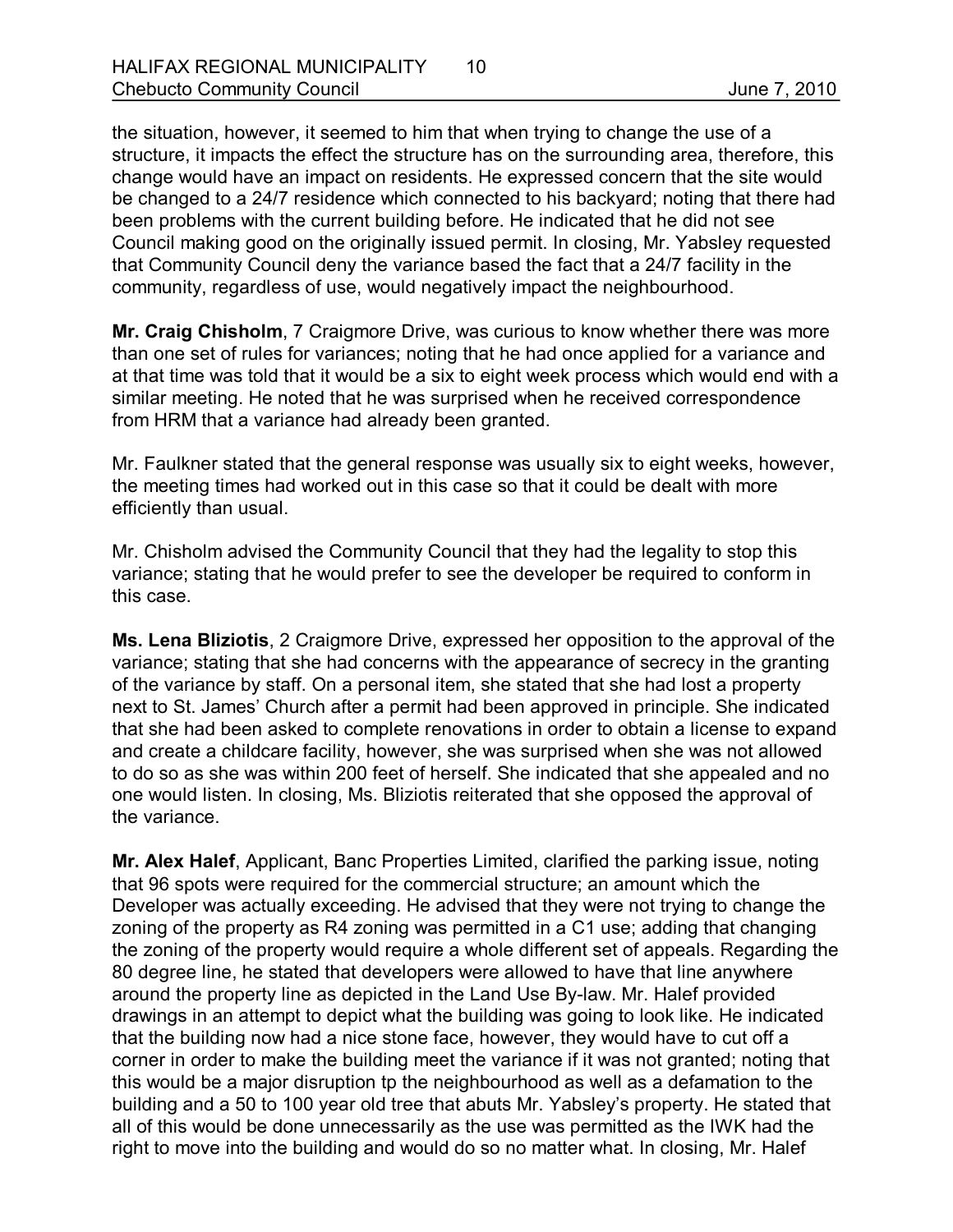the situation, however, it seemed to him that when trying to change the use of a structure, it impacts the effect the structure has on the surrounding area, therefore, this change would have an impact on residents. He expressed concern that the site would be changed to a 24/7 residence which connected to his backyard; noting that there had been problems with the current building before. He indicated that he did not see Council making good on the originally issued permit. In closing, Mr. Yabsley requested that Community Council deny the variance based the fact that a 24/7 facility in the community, regardless of use, would negatively impact the neighbourhood.

**Mr. Craig Chisholm**, 7 Craigmore Drive, was curious to know whether there was more than one set of rules for variances; noting that he had once applied for a variance and at that time was told that it would be a six to eight week process which would end with a similar meeting. He noted that he was surprised when he received correspondence from HRM that a variance had already been granted.

Mr. Faulkner stated that the general response was usually six to eight weeks, however, the meeting times had worked out in this case so that it could be dealt with more efficiently than usual.

Mr. Chisholm advised the Community Council that they had the legality to stop this variance; stating that he would prefer to see the developer be required to conform in this case.

**Ms. Lena Bliziotis**, 2 Craigmore Drive, expressed her opposition to the approval of the variance; stating that she had concerns with the appearance of secrecy in the granting of the variance by staff. On a personal item, she stated that she had lost a property next to St. James' Church after a permit had been approved in principle. She indicated that she had been asked to complete renovations in order to obtain a license to expand and create a childcare facility, however, she was surprised when she was not allowed to do so as she was within 200 feet of herself. She indicated that she appealed and no one would listen. In closing, Ms. Bliziotis reiterated that she opposed the approval of the variance.

**Mr. Alex Halef**, Applicant, Banc Properties Limited, clarified the parking issue, noting that 96 spots were required for the commercial structure; an amount which the Developer was actually exceeding. He advised that they were not trying to change the zoning of the property as R4 zoning was permitted in a C1 use; adding that changing the zoning of the property would require a whole different set of appeals. Regarding the 80 degree line, he stated that developers were allowed to have that line anywhere around the property line as depicted in the Land Use By-law. Mr. Halef provided drawings in an attempt to depict what the building was going to look like. He indicated that the building now had a nice stone face, however, they would have to cut off a corner in order to make the building meet the variance if it was not granted; noting that this would be a major disruption tp the neighbourhood as well as a defamation to the building and a 50 to 100 year old tree that abuts Mr. Yabsley's property. He stated that all of this would be done unnecessarily as the use was permitted as the IWK had the right to move into the building and would do so no matter what. In closing, Mr. Halef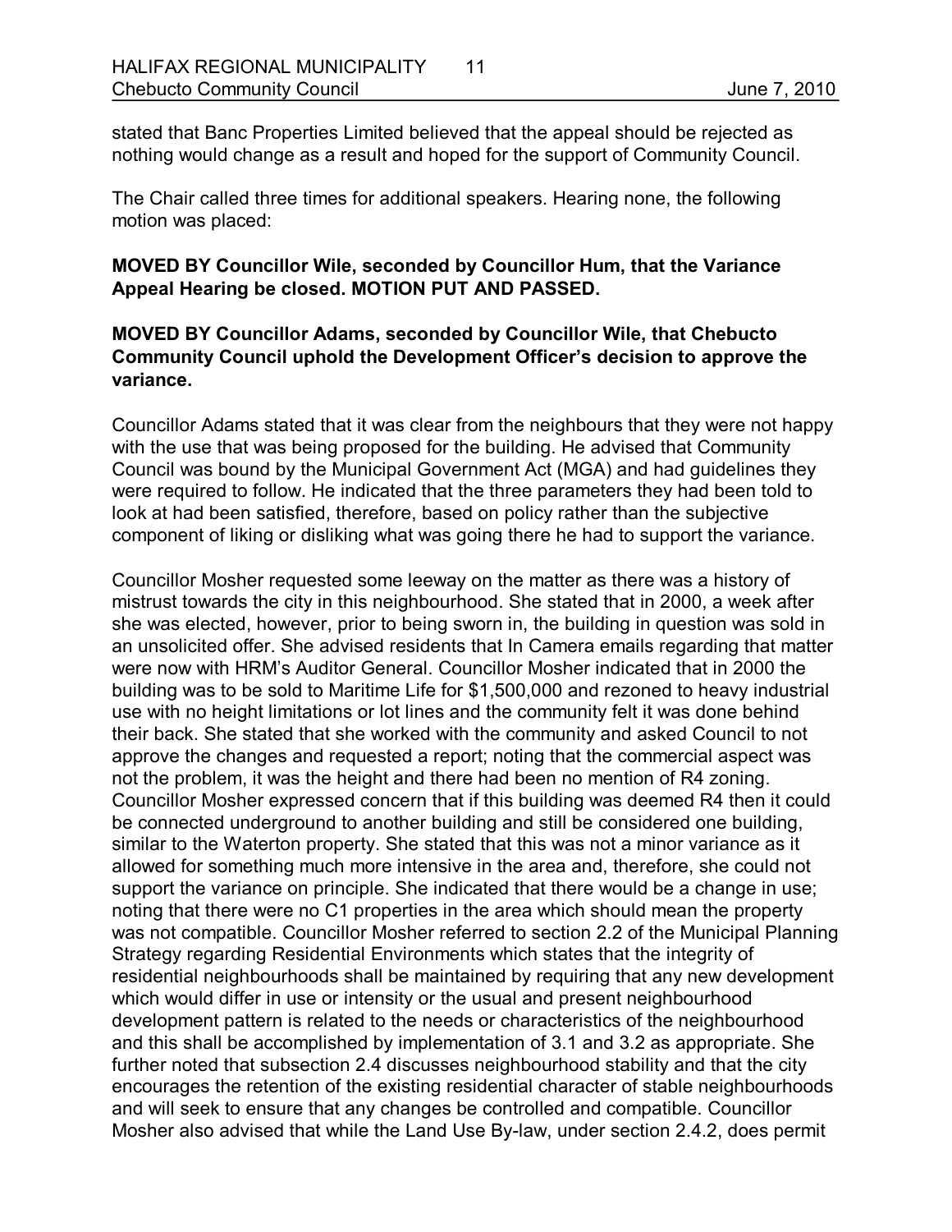stated that Banc Properties Limited believed that the appeal should be rejected as nothing would change as a result and hoped for the support of Community Council.

The Chair called three times for additional speakers. Hearing none, the following motion was placed:

**MOVED BY Councillor Wile, seconded by Councillor Hum, that the Variance Appeal Hearing be closed. MOTION PUT AND PASSED.**

**MOVED BY Councillor Adams, seconded by Councillor Wile, that Chebucto Community Council uphold the Development Officer's decision to approve the variance.**

Councillor Adams stated that it was clear from the neighbours that they were not happy with the use that was being proposed for the building. He advised that Community Council was bound by the Municipal Government Act (MGA) and had guidelines they were required to follow. He indicated that the three parameters they had been told to look at had been satisfied, therefore, based on policy rather than the subjective component of liking or disliking what was going there he had to support the variance.

Councillor Mosher requested some leeway on the matter as there was a history of mistrust towards the city in this neighbourhood. She stated that in 2000, a week after she was elected, however, prior to being sworn in, the building in question was sold in an unsolicited offer. She advised residents that In Camera emails regarding that matter were now with HRM's Auditor General. Councillor Mosher indicated that in 2000 the building was to be sold to Maritime Life for $1,500,000 and rezoned to heavy industrial use with no height limitations or lot lines and the community felt it was done behind their back. She stated that she worked with the community and asked Council to not approve the changes and requested a report; noting that the commercial aspect was not the problem, it was the height and there had been no mention of R4 zoning. Councillor Mosher expressed concern that if this building was deemed R4 then it could be connected underground to another building and still be considered one building, similar to the Waterton property. She stated that this was not a minor variance as it allowed for something much more intensive in the area and, therefore, she could not support the variance on principle. She indicated that there would be a change in use; noting that there were no C1 properties in the area which should mean the property was not compatible. Councillor Mosher referred to section 2.2 of the Municipal Planning Strategy regarding Residential Environments which states that the integrity of residential neighbourhoods shall be maintained by requiring that any new development which would differ in use or intensity or the usual and present neighbourhood development pattern is related to the needs or characteristics of the neighbourhood and this shall be accomplished by implementation of 3.1 and 3.2 as appropriate. She further noted that subsection 2.4 discusses neighbourhood stability and that the city encourages the retention of the existing residential character of stable neighbourhoods and will seek to ensure that any changes be controlled and compatible. Councillor Mosher also advised that while the Land Use By-law, under section 2.4.2, does permit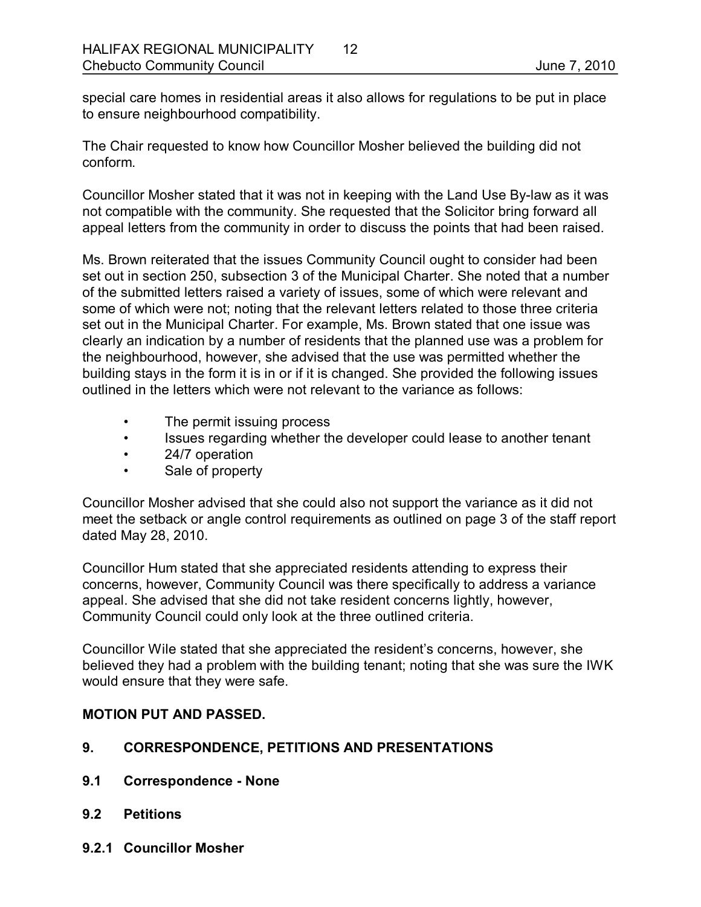special care homes in residential areas it also allows for regulations to be put in place to ensure neighbourhood compatibility.

The Chair requested to know how Councillor Mosher believed the building did not conform.

Councillor Mosher stated that it was not in keeping with the Land Use By-law as it was not compatible with the community. She requested that the Solicitor bring forward all appeal letters from the community in order to discuss the points that had been raised.

Ms. Brown reiterated that the issues Community Council ought to consider had been set out in section 250, subsection 3 of the Municipal Charter. She noted that a number of the submitted letters raised a variety of issues, some of which were relevant and some of which were not; noting that the relevant letters related to those three criteria set out in the Municipal Charter. For example, Ms. Brown stated that one issue was clearly an indication by a number of residents that the planned use was a problem for the neighbourhood, however, she advised that the use was permitted whether the building stays in the form it is in or if it is changed. She provided the following issues outlined in the letters which were not relevant to the variance as follows:

- The permit issuing process
- Issues regarding whether the developer could lease to another tenant
- 24/7 operation
- Sale of property

Councillor Mosher advised that she could also not support the variance as it did not meet the setback or angle control requirements as outlined on page 3 of the staff report dated May 28, 2010.

Councillor Hum stated that she appreciated residents attending to express their concerns, however, Community Council was there specifically to address a variance appeal. She advised that she did not take resident concerns lightly, however, Community Council could only look at the three outlined criteria.

Councillor Wile stated that she appreciated the resident's concerns, however, she believed they had a problem with the building tenant; noting that she was sure the IWK would ensure that they were safe.

**MOTION PUT AND PASSED.**

## 9. CORRESPONDENCE, PETITIONS AND PRESENTATIONS

### 9.1 Correspondence - None

### 9.2 Petitions

#### 9.2.1 Councillor Mosher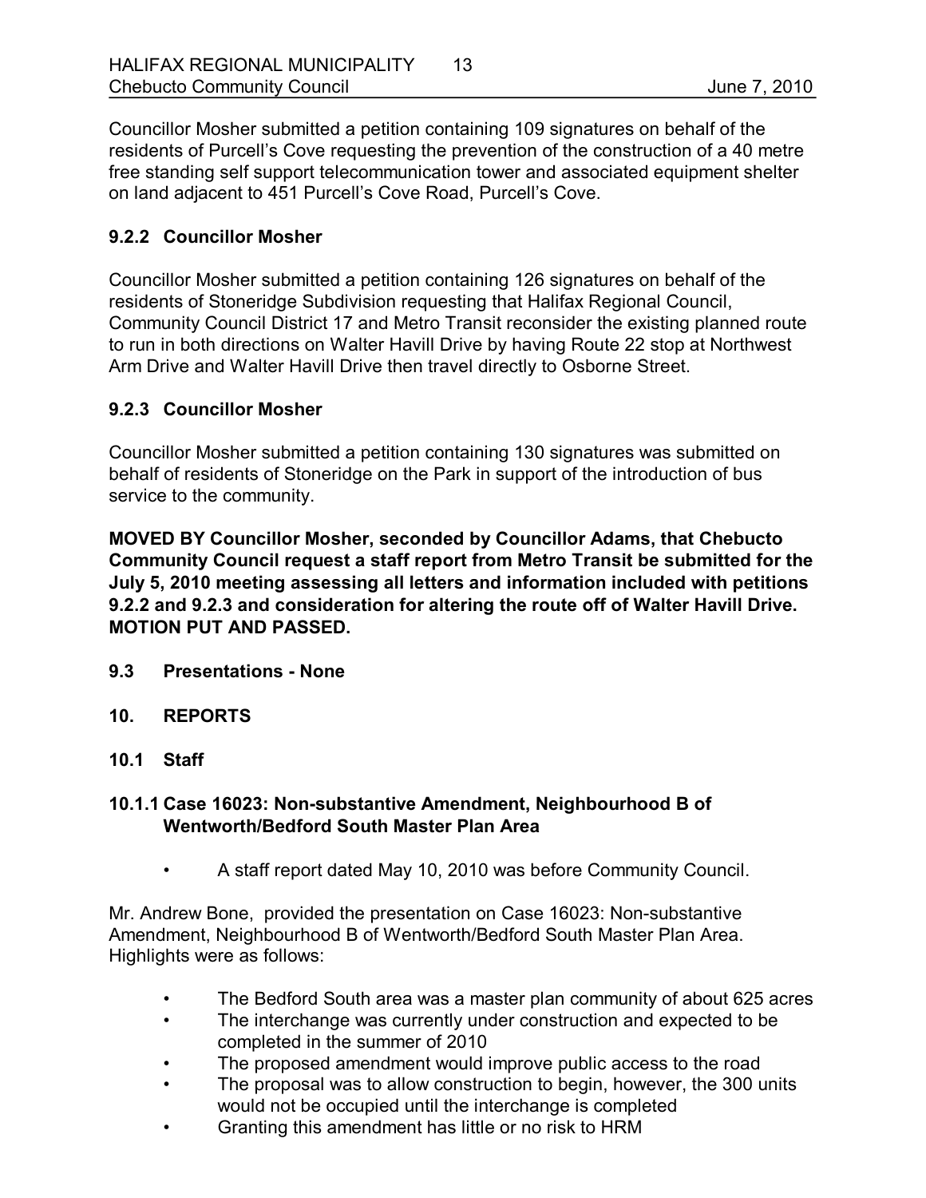Councillor Mosher submitted a petition containing 109 signatures on behalf of the residents of Purcell's Cove requesting the prevention of the construction of a 40 metre free standing self support telecommunication tower and associated equipment shelter on land adjacent to 451 Purcell's Cove Road, Purcell's Cove.

### 9.2.2 Councillor Mosher

Councillor Mosher submitted a petition containing 126 signatures on behalf of the residents of Stoneridge Subdivision requesting that Halifax Regional Council, Community Council District 17 and Metro Transit reconsider the existing planned route to run in both directions on Walter Havill Drive by having Route 22 stop at Northwest Arm Drive and Walter Havill Drive then travel directly to Osborne Street.

### 9.2.3 Councillor Mosher

Councillor Mosher submitted a petition containing 130 signatures was submitted on behalf of residents of Stoneridge on the Park in support of the introduction of bus service to the community.

**MOVED BY Councillor Mosher, seconded by Councillor Adams, that Chebucto Community Council request a staff report from Metro Transit be submitted for the July 5, 2010 meeting assessing all letters and information included with petitions 9.2.2 and 9.2.3 and consideration for altering the route off of Walter Havill Drive. MOTION PUT AND PASSED.**

### 9.3 Presentations - None

## 10. REPORTS

### 10.1 Staff

### 10.1.1 Case 16023: Non-substantive Amendment, Neighbourhood B of Wentworth/Bedford South Master Plan Area

- A staff report dated May 10, 2010 was before Community Council.

Mr. Andrew Bone, provided the presentation on Case 16023: Non-substantive Amendment, Neighbourhood B of Wentworth/Bedford South Master Plan Area. Highlights were as follows:

- The Bedford South area was a master plan community of about 625 acres
- The interchange was currently under construction and expected to be completed in the summer of 2010
- The proposed amendment would improve public access to the road
- The proposal was to allow construction to begin, however, the 300 units would not be occupied until the interchange is completed
- Granting this amendment has little or no risk to HRM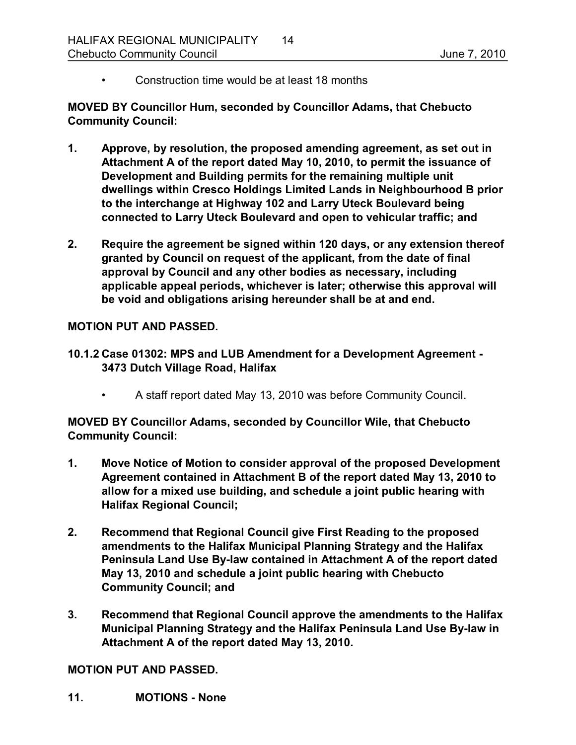- Construction time would be at least 18 months

**MOVED BY Councillor Hum, seconded by Councillor Adams, that Chebucto Community Council:**

1. **Approve, by resolution, the proposed amending agreement, as set out in Attachment A of the report dated May 10, 2010, to permit the issuance of Development and Building permits for the remaining multiple unit dwellings within Cresco Holdings Limited Lands in Neighbourhood B prior to the interchange at Highway 102 and Larry Uteck Boulevard being connected to Larry Uteck Boulevard and open to vehicular traffic; and**

2. **Require the agreement be signed within 120 days, or any extension thereof granted by Council on request of the applicant, from the date of final approval by Council and any other bodies as necessary, including applicable appeal periods, whichever is later; otherwise this approval will be void and obligations arising hereunder shall be at and end.**

**MOTION PUT AND PASSED.**

**10.1.2 Case 01302: MPS and LUB Amendment for a Development Agreement - 3473 Dutch Village Road, Halifax**

- A staff report dated May 13, 2010 was before Community Council.

**MOVED BY Councillor Adams, seconded by Councillor Wile, that Chebucto Community Council:**

1. **Move Notice of Motion to consider approval of the proposed Development Agreement contained in Attachment B of the report dated May 13, 2010 to allow for a mixed use building, and schedule a joint public hearing with Halifax Regional Council;**

2. **Recommend that Regional Council give First Reading to the proposed amendments to the Halifax Municipal Planning Strategy and the Halifax Peninsula Land Use By-law contained in Attachment A of the report dated May 13, 2010 and schedule a joint public hearing with Chebucto Community Council; and**

3. **Recommend that Regional Council approve the amendments to the Halifax Municipal Planning Strategy and the Halifax Peninsula Land Use By-law in Attachment A of the report dated May 13, 2010.**

**MOTION PUT AND PASSED.**

**11. MOTIONS - None**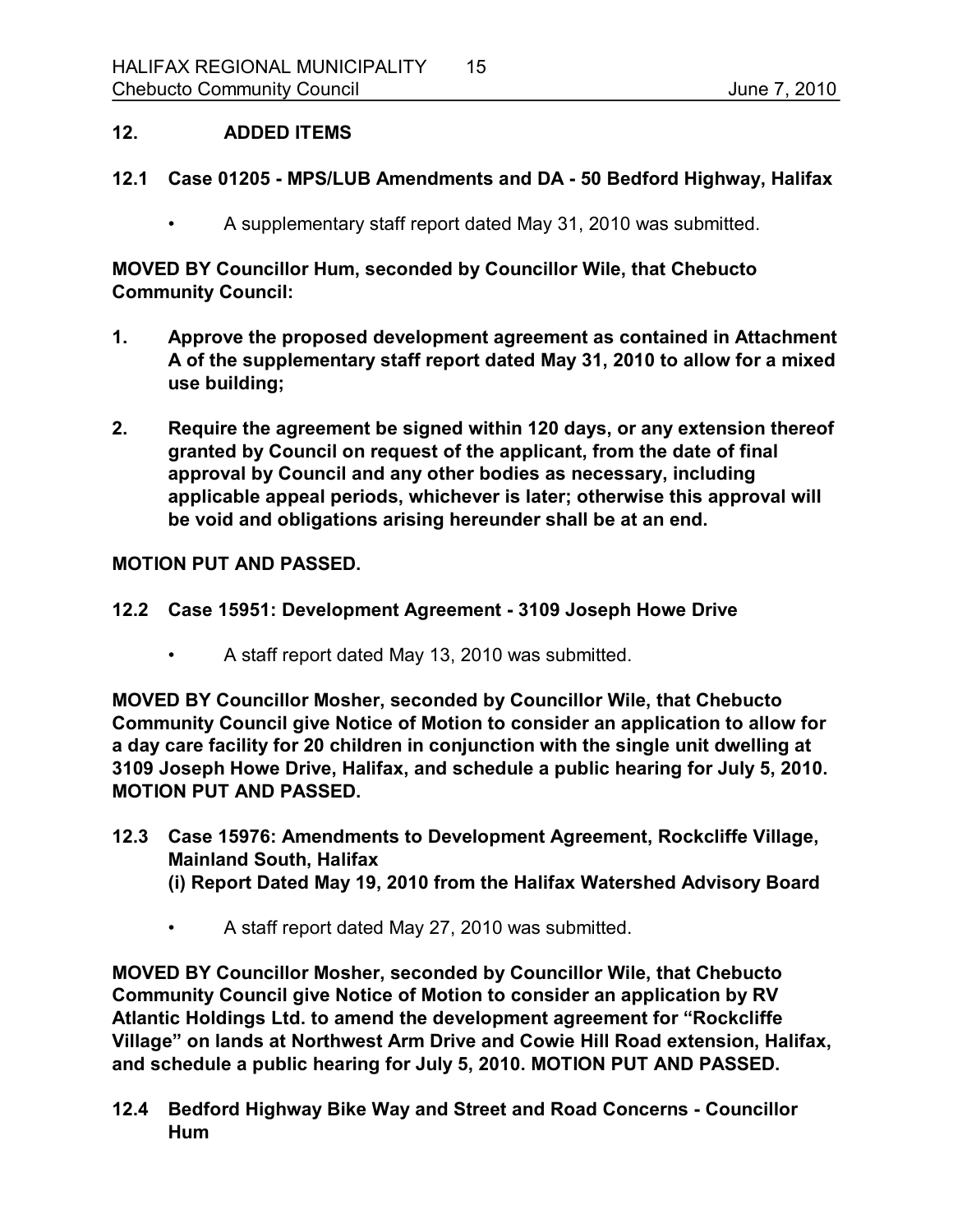## 12. ADDED ITEMS

### 12.1 Case 01205 - MPS/LUB Amendments and DA - 50 Bedford Highway, Halifax

- A supplementary staff report dated May 31, 2010 was submitted.

**MOVED BY Councillor Hum, seconded by Councillor Wile, that Chebucto Community Council:**

1. **Approve the proposed development agreement as contained in Attachment A of the supplementary staff report dated May 31, 2010 to allow for a mixed use building;**
2. **Require the agreement be signed within 120 days, or any extension thereof granted by Council on request of the applicant, from the date of final approval by Council and any other bodies as necessary, including applicable appeal periods, whichever is later; otherwise this approval will be void and obligations arising hereunder shall be at an end.**

**MOTION PUT AND PASSED.**

### 12.2 Case 15951: Development Agreement - 3109 Joseph Howe Drive

- A staff report dated May 13, 2010 was submitted.

**MOVED BY Councillor Mosher, seconded by Councillor Wile, that Chebucto Community Council give Notice of Motion to consider an application to allow for a day care facility for 20 children in conjunction with the single unit dwelling at 3109 Joseph Howe Drive, Halifax, and schedule a public hearing for July 5, 2010. MOTION PUT AND PASSED.**

### 12.3 Case 15976: Amendments to Development Agreement, Rockcliffe Village, Mainland South, Halifax
**(i) Report Dated May 19, 2010 from the Halifax Watershed Advisory Board**

- A staff report dated May 27, 2010 was submitted.

**MOVED BY Councillor Mosher, seconded by Councillor Wile, that Chebucto Community Council give Notice of Motion to consider an application by RV Atlantic Holdings Ltd. to amend the development agreement for "Rockcliffe Village" on lands at Northwest Arm Drive and Cowie Hill Road extension, Halifax, and schedule a public hearing for July 5, 2010. MOTION PUT AND PASSED.**

### 12.4 Bedford Highway Bike Way and Street and Road Concerns - Councillor Hum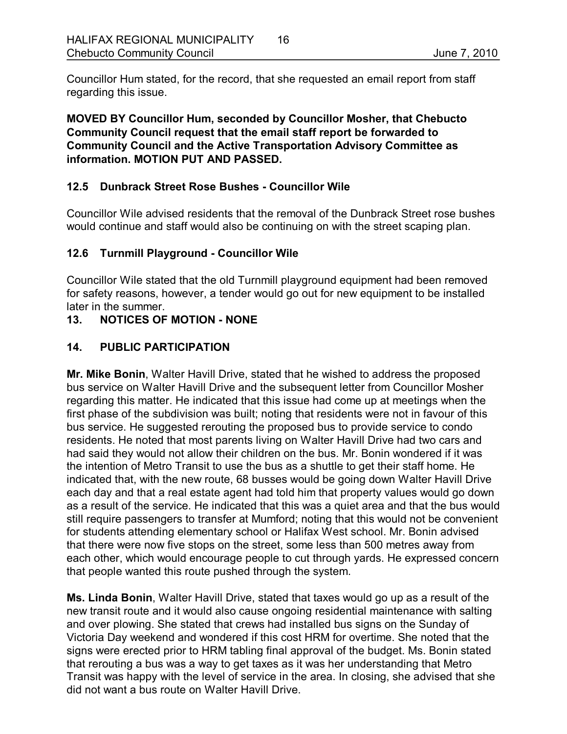Councillor Hum stated, for the record, that she requested an email report from staff regarding this issue.

**MOVED BY Councillor Hum, seconded by Councillor Mosher, that Chebucto Community Council request that the email staff report be forwarded to Community Council and the Active Transportation Advisory Committee as information. MOTION PUT AND PASSED.**

### 12.5 Dunbrack Street Rose Bushes - Councillor Wile

Councillor Wile advised residents that the removal of the Dunbrack Street rose bushes would continue and staff would also be continuing on with the street scaping plan.

### 12.6 Turnmill Playground - Councillor Wile

Councillor Wile stated that the old Turnmill playground equipment had been removed for safety reasons, however, a tender would go out for new equipment to be installed later in the summer.

## 13. NOTICES OF MOTION - NONE

## 14. PUBLIC PARTICIPATION

**Mr. Mike Bonin**, Walter Havill Drive, stated that he wished to address the proposed bus service on Walter Havill Drive and the subsequent letter from Councillor Mosher regarding this matter. He indicated that this issue had come up at meetings when the first phase of the subdivision was built; noting that residents were not in favour of this bus service. He suggested rerouting the proposed bus to provide service to condo residents. He noted that most parents living on Walter Havill Drive had two cars and had said they would not allow their children on the bus. Mr. Bonin wondered if it was the intention of Metro Transit to use the bus as a shuttle to get their staff home. He indicated that, with the new route, 68 busses would be going down Walter Havill Drive each day and that a real estate agent had told him that property values would go down as a result of the service. He indicated that this was a quiet area and that the bus would still require passengers to transfer at Mumford; noting that this would not be convenient for students attending elementary school or Halifax West school. Mr. Bonin advised that there were now five stops on the street, some less than 500 metres away from each other, which would encourage people to cut through yards. He expressed concern that people wanted this route pushed through the system.

**Ms. Linda Bonin**, Walter Havill Drive, stated that taxes would go up as a result of the new transit route and it would also cause ongoing residential maintenance with salting and over plowing. She stated that crews had installed bus signs on the Sunday of Victoria Day weekend and wondered if this cost HRM for overtime. She noted that the signs were erected prior to HRM tabling final approval of the budget. Ms. Bonin stated that rerouting a bus was a way to get taxes as it was her understanding that Metro Transit was happy with the level of service in the area. In closing, she advised that she did not want a bus route on Walter Havill Drive.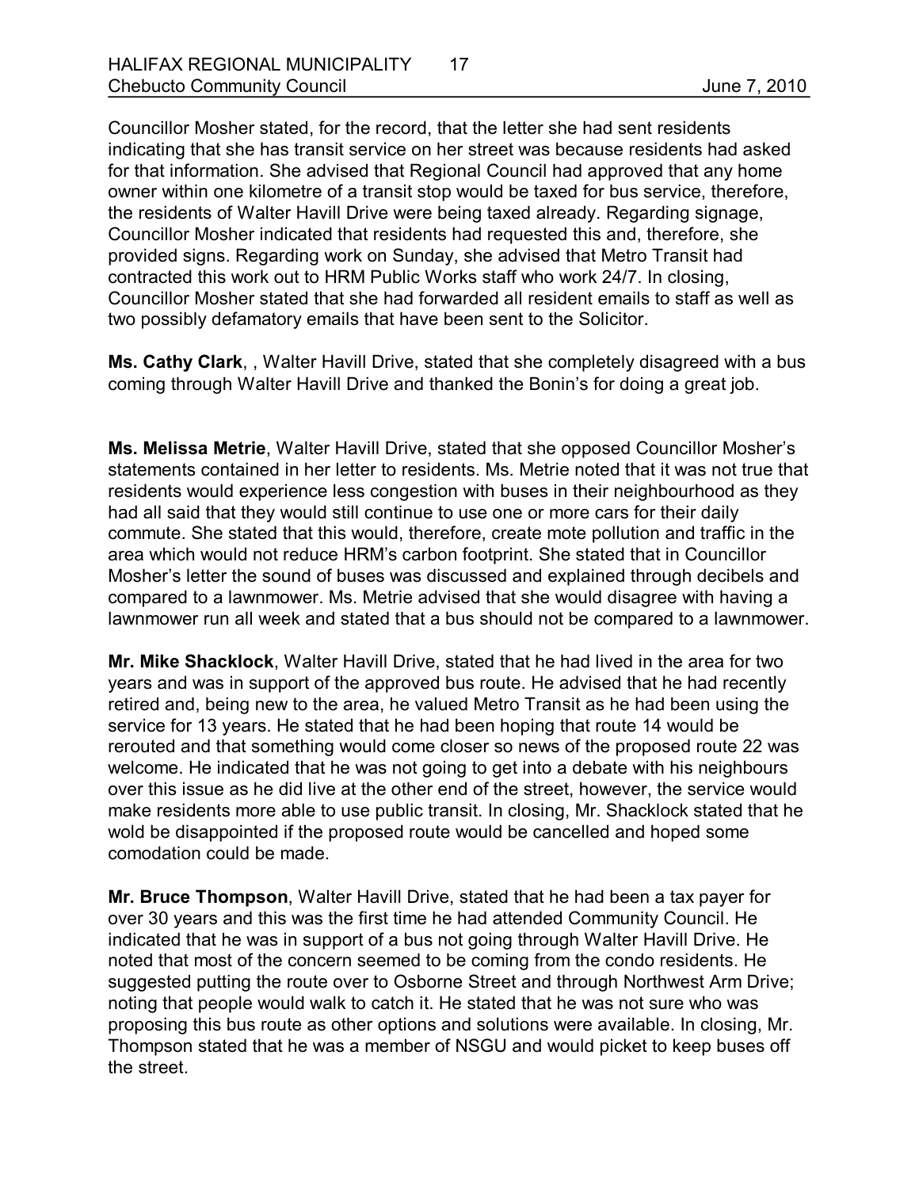Councillor Mosher stated, for the record, that the letter she had sent residents indicating that she has transit service on her street was because residents had asked for that information. She advised that Regional Council had approved that any home owner within one kilometre of a transit stop would be taxed for bus service, therefore, the residents of Walter Havill Drive were being taxed already. Regarding signage, Councillor Mosher indicated that residents had requested this and, therefore, she provided signs. Regarding work on Sunday, she advised that Metro Transit had contracted this work out to HRM Public Works staff who work 24/7. In closing, Councillor Mosher stated that she had forwarded all resident emails to staff as well as two possibly defamatory emails that have been sent to the Solicitor.

**Ms. Cathy Clark**, , Walter Havill Drive, stated that she completely disagreed with a bus coming through Walter Havill Drive and thanked the Bonin's for doing a great job.

**Ms. Melissa Metrie**, Walter Havill Drive, stated that she opposed Councillor Mosher's statements contained in her letter to residents. Ms. Metrie noted that it was not true that residents would experience less congestion with buses in their neighbourhood as they had all said that they would still continue to use one or more cars for their daily commute. She stated that this would, therefore, create mote pollution and traffic in the area which would not reduce HRM's carbon footprint. She stated that in Councillor Mosher's letter the sound of buses was discussed and explained through decibels and compared to a lawnmower. Ms. Metrie advised that she would disagree with having a lawnmower run all week and stated that a bus should not be compared to a lawnmower.

**Mr. Mike Shacklock**, Walter Havill Drive, stated that he had lived in the area for two years and was in support of the approved bus route. He advised that he had recently retired and, being new to the area, he valued Metro Transit as he had been using the service for 13 years. He stated that he had been hoping that route 14 would be rerouted and that something would come closer so news of the proposed route 22 was welcome. He indicated that he was not going to get into a debate with his neighbours over this issue as he did live at the other end of the street, however, the service would make residents more able to use public transit. In closing, Mr. Shacklock stated that he wold be disappointed if the proposed route would be cancelled and hoped some comodation could be made.

**Mr. Bruce Thompson**, Walter Havill Drive, stated that he had been a tax payer for over 30 years and this was the first time he had attended Community Council. He indicated that he was in support of a bus not going through Walter Havill Drive. He noted that most of the concern seemed to be coming from the condo residents. He suggested putting the route over to Osborne Street and through Northwest Arm Drive; noting that people would walk to catch it. He stated that he was not sure who was proposing this bus route as other options and solutions were available. In closing, Mr. Thompson stated that he was a member of NSGU and would picket to keep buses off the street.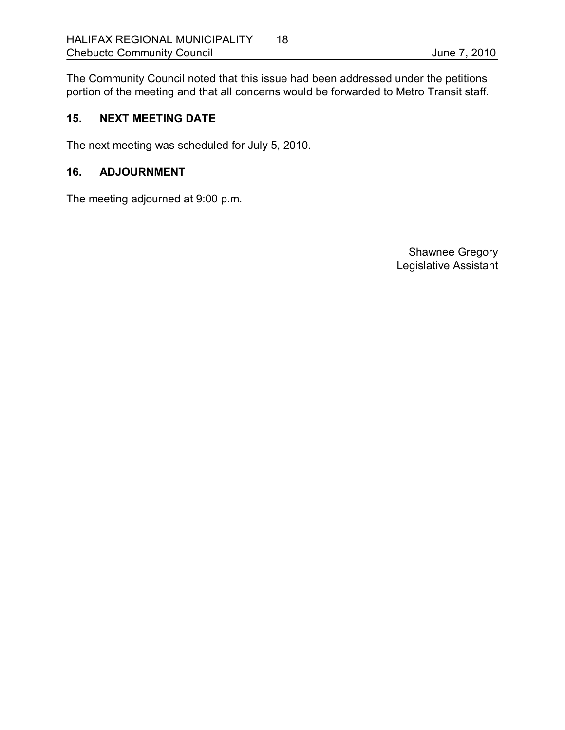The Community Council noted that this issue had been addressed under the petitions portion of the meeting and that all concerns would be forwarded to Metro Transit staff.

## 15. NEXT MEETING DATE

The next meeting was scheduled for July 5, 2010.

## 16. ADJOURNMENT

The meeting adjourned at 9:00 p.m.

Shawnee Gregory
Legislative Assistant